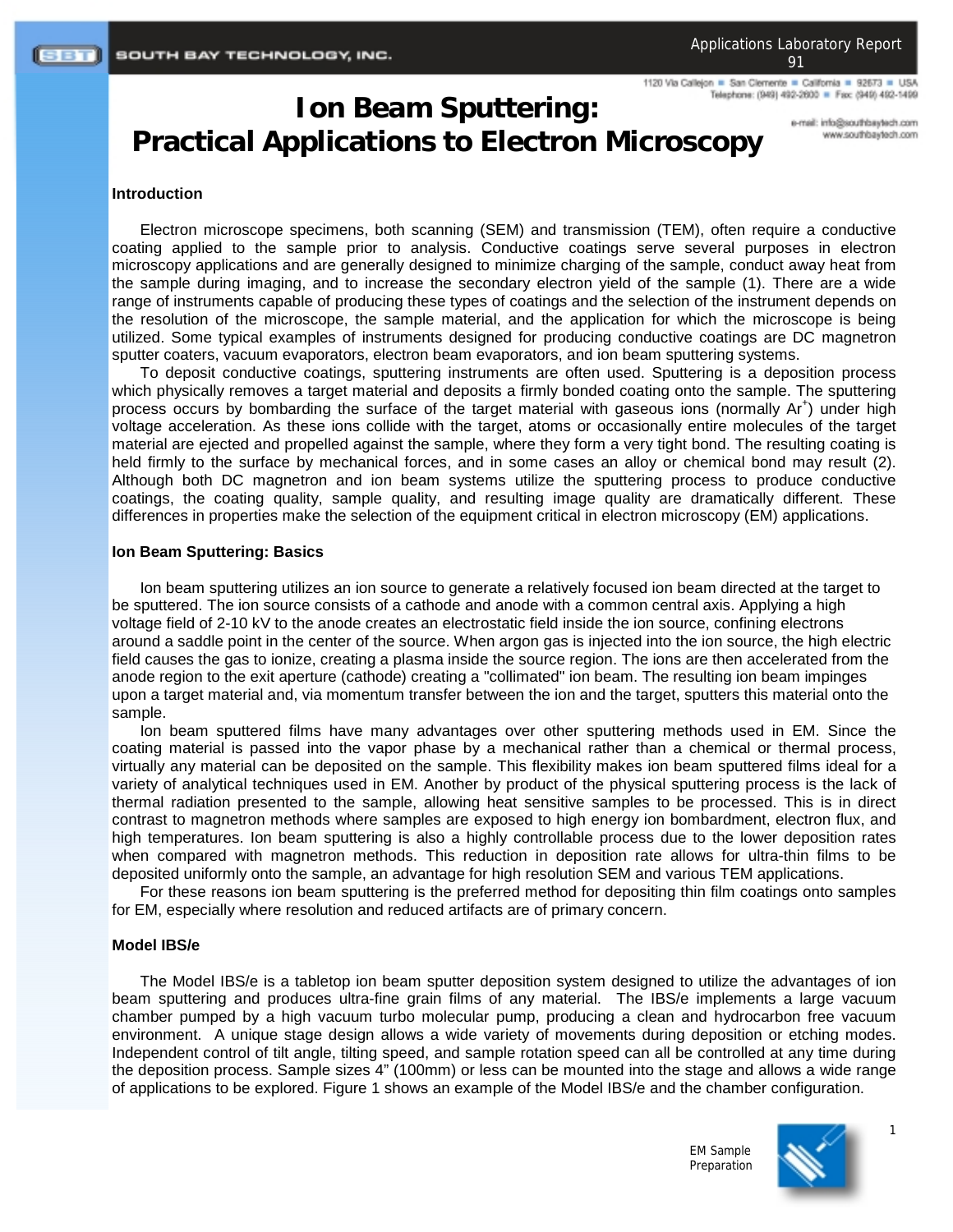# Ion Beam Sputtering: Practical Applications to Electron Microscopy

## Introduction

Electron microscope specimens, both scanning (SEM) and transmission (TEM), often require a conductive coating applied to the sample prior to analysis. Conductive coatings serve several purposes in electron microscopy applications and are generally designed to minimize charging of the sample, conduct away heat from the sample during imaging, and to increase the secondary electron yield of the sample (1). There are a wide range of instruments capable of producing these types of coatings and the selection of the instrument depends on the resolution of the microscope, the sample material, and the application for which the microscope is being utilized. Some typical examples of instruments designed for producing conductive coatings are DC magnetron sputter coaters, vacuum evaporators, electron beam evaporators, and ion beam sputtering systems.

To deposit conductive coatings, sputtering instruments are often used. Sputtering is a deposition process which physically removes a target material and deposits a firmly bonded coating onto the sample. The sputtering process occurs by bombarding the surface of the target material with gaseous ions (normally $Ar^+$) under high voltage acceleration. As these ions collide with the target, atoms or occasionally entire molecules of the target material are ejected and propelled against the sample, where they form a very tight bond. The resulting coating is held firmly to the surface by mechanical forces, and in some cases an alloy or chemical bond may result (2). Although both DC magnetron and ion beam systems utilize the sputtering process to produce conductive coatings, the coating quality, sample quality, and resulting image quality are dramatically different. These differences in properties make the selection of the equipment critical in electron microscopy (EM) applications.

## Ion Beam Sputtering: Basics

Ion beam sputtering utilizes an ion source to generate a relatively focused ion beam directed at the target to be sputtered. The ion source consists of a cathode and anode with a common central axis. Applying a high voltage field of 2-10 kV to the anode creates an electrostatic field inside the ion source, confining electrons around a saddle point in the center of the source. When argon gas is injected into the ion source, the high electric field causes the gas to ionize, creating a plasma inside the source region. The ions are then accelerated from the anode region to the exit aperture (cathode) creating a "collimated" ion beam. The resulting ion beam impinges upon a target material and, via momentum transfer between the ion and the target, sputters this material onto the sample.

Ion beam sputtered films have many advantages over other sputtering methods used in EM. Since the coating material is passed into the vapor phase by a mechanical rather than a chemical or thermal process, virtually any material can be deposited on the sample. This flexibility makes ion beam sputtered films ideal for a variety of analytical techniques used in EM. Another by product of the physical sputtering process is the lack of thermal radiation presented to the sample, allowing heat sensitive samples to be processed. This is in direct contrast to magnetron methods where samples are exposed to high energy ion bombardment, electron flux, and high temperatures. Ion beam sputtering is also a highly controllable process due to the lower deposition rates when compared with magnetron methods. This reduction in deposition rate allows for ultra-thin films to be deposited uniformly onto the sample, an advantage for high resolution SEM and various TEM applications.

For these reasons ion beam sputtering is the preferred method for depositing thin film coatings onto samples for EM, especially where resolution and reduced artifacts are of primary concern.

## Model IBS/e

The Model IBS/e is a tabletop ion beam sputter deposition system designed to utilize the advantages of ion beam sputtering and produces ultra-fine grain films of any material. The IBS/e implements a large vacuum chamber pumped by a high vacuum turbo molecular pump, producing a clean and hydrocarbon free vacuum environment. A unique stage design allows a wide variety of movements during deposition or etching modes. Independent control of tilt angle, tilting speed, and sample rotation speed can all be controlled at any time during the deposition process. Sample sizes 4" (100mm) or less can be mounted into the stage and allows a wide range of applications to be explored. Figure 1 shows an example of the Model IBS/e and the chamber configuration.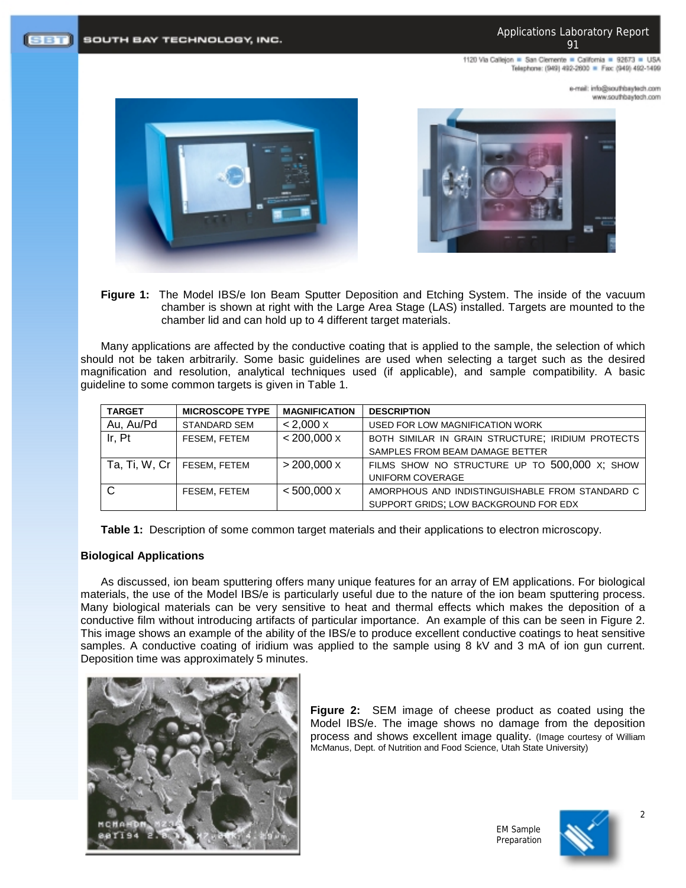**Figure 1:** The Model IBS/e Ion Beam Sputter Deposition and Etching System. The inside of the vacuum chamber is shown at right with the Large Area Stage (LAS) installed. Targets are mounted to the chamber lid and can hold up to 4 different target materials.

Many applications are affected by the conductive coating that is applied to the sample, the selection of which should not be taken arbitrarily. Some basic guidelines are used when selecting a target such as the desired magnification and resolution, analytical techniques used (if applicable), and sample compatibility. A basic guideline to some common targets is given in Table 1.

| TARGET | MICROSCOPE TYPE | MAGNIFICATION | DESCRIPTION |
|---|---|---|---|
| Au, Au/Pd | STANDARD SEM | < 2,000 X | USED FOR LOW MAGNIFICATION WORK |
| Ir, Pt | FESEM, FETEM | < 200,000 X | BOTH SIMILAR IN GRAIN STRUCTURE; IRIDIUM PROTECTS SAMPLES FROM BEAM DAMAGE BETTER |
| Ta, Ti, W, Cr | FESEM, FETEM | > 200,000 X | FILMS SHOW NO STRUCTURE UP TO 500,000 X; SHOW UNIFORM COVERAGE |
| C | FESEM, FETEM | < 500,000 X | AMORPHOUS AND INDISTINGUISHABLE FROM STANDARD C SUPPORT GRIDS; LOW BACKGROUND FOR EDX |

**Table 1:** Description of some common target materials and their applications to electron microscopy.

**Biological Applications**

As discussed, ion beam sputtering offers many unique features for an array of EM applications. For biological materials, the use of the Model IBS/e is particularly useful due to the nature of the ion beam sputtering process. Many biological materials can be very sensitive to heat and thermal effects which makes the deposition of a conductive film without introducing artifacts of particular importance. An example of this can be seen in Figure 2. This image shows an example of the ability of the IBS/e to produce excellent conductive coatings to heat sensitive samples. A conductive coating of iridium was applied to the sample using 8 kV and 3 mA of ion gun current. Deposition time was approximately 5 minutes.

**Figure 2:** SEM image of cheese product as coated using the Model IBS/e. The image shows no damage from the deposition process and shows excellent image quality. (Image courtesy of William McManus, Dept. of Nutrition and Food Science, Utah State University)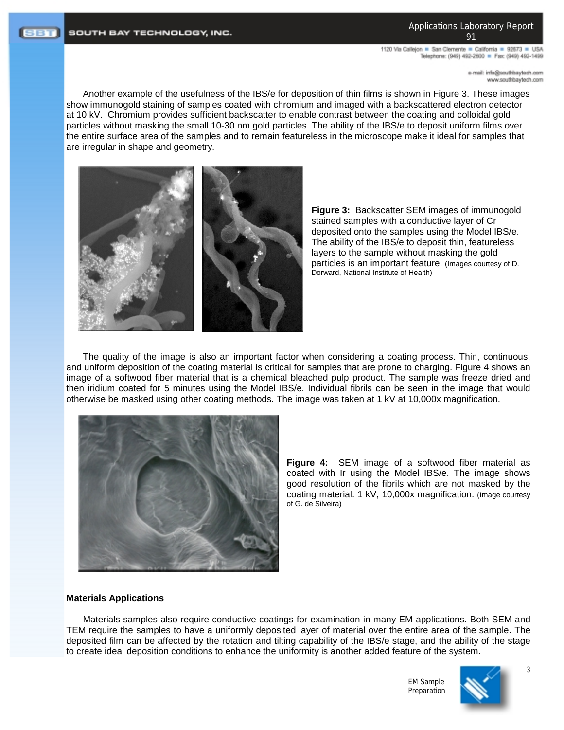Another example of the usefulness of the IBS/e for deposition of thin films is shown in Figure 3. These images show immunogold staining of samples coated with chromium and imaged with a backscattered electron detector at 10 kV. Chromium provides sufficient backscatter to enable contrast between the coating and colloidal gold particles without masking the small 10-30 nm gold particles. The ability of the IBS/e to deposit uniform films over the entire surface area of the samples and to remain featureless in the microscope make it ideal for samples that are irregular in shape and geometry.

**Figure 3:** Backscatter SEM images of immunogold stained samples with a conductive layer of Cr deposited onto the samples using the Model IBS/e. The ability of the IBS/e to deposit thin, featureless layers to the sample without masking the gold particles is an important feature. (Images courtesy of D. Dorward, National Institute of Health)

The quality of the image is also an important factor when considering a coating process. Thin, continuous, and uniform deposition of the coating material is critical for samples that are prone to charging. Figure 4 shows an image of a softwood fiber material that is a chemical bleached pulp product. The sample was freeze dried and then iridium coated for 5 minutes using the Model IBS/e. Individual fibrils can be seen in the image that would otherwise be masked using other coating methods. The image was taken at 1 kV at 10,000x magnification.

**Figure 4:** SEM image of a softwood fiber material as coated with Ir using the Model IBS/e. The image shows good resolution of the fibrils which are not masked by the coating material. 1 kV, 10,000x magnification. (Image courtesy of G. de Silveira)

**Materials Applications**

Materials samples also require conductive coatings for examination in many EM applications. Both SEM and TEM require the samples to have a uniformly deposited layer of material over the entire area of the sample. The deposited film can be affected by the rotation and tilting capability of the IBS/e stage, and the ability of the stage to create ideal deposition conditions to enhance the uniformity is another added feature of the system.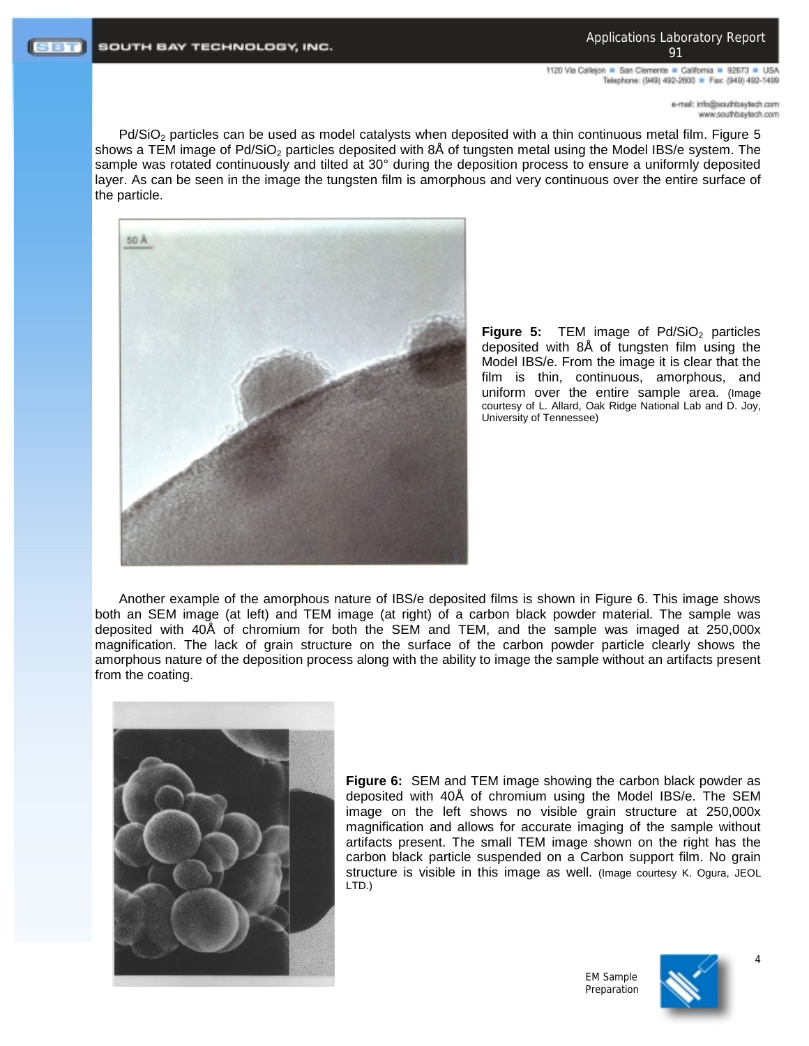$Pd/SiO_2$ particles can be used as model catalysts when deposited with a thin continuous metal film. Figure 5 shows a TEM image of $Pd/SiO_2$ particles deposited with 8Å of tungsten metal using the Model IBS/e system. The sample was rotated continuously and tilted at 30° during the deposition process to ensure a uniformly deposited layer. As can be seen in the image the tungsten film is amorphous and very continuous over the entire surface of the particle.

**Figure 5:** TEM image of $Pd/SiO_2$ particles deposited with 8Å of tungsten film using the Model IBS/e. From the image it is clear that the film is thin, continuous, amorphous, and uniform over the entire sample area. (Image courtesy of L. Allard, Oak Ridge National Lab and D. Joy, University of Tennessee)

Another example of the amorphous nature of IBS/e deposited films is shown in Figure 6. This image shows both an SEM image (at left) and TEM image (at right) of a carbon black powder material. The sample was deposited with 40Å of chromium for both the SEM and TEM, and the sample was imaged at 250,000x magnification. The lack of grain structure on the surface of the carbon powder particle clearly shows the amorphous nature of the deposition process along with the ability to image the sample without an artifacts present from the coating.

**Figure 6:** SEM and TEM image showing the carbon black powder as deposited with 40Å of chromium using the Model IBS/e. The SEM image on the left shows no visible grain structure at 250,000x magnification and allows for accurate imaging of the sample without artifacts present. The small TEM image shown on the right has the carbon black particle suspended on a Carbon support film. No grain structure is visible in this image as well. (Image courtesy K. Ogura, JEOL LTD.)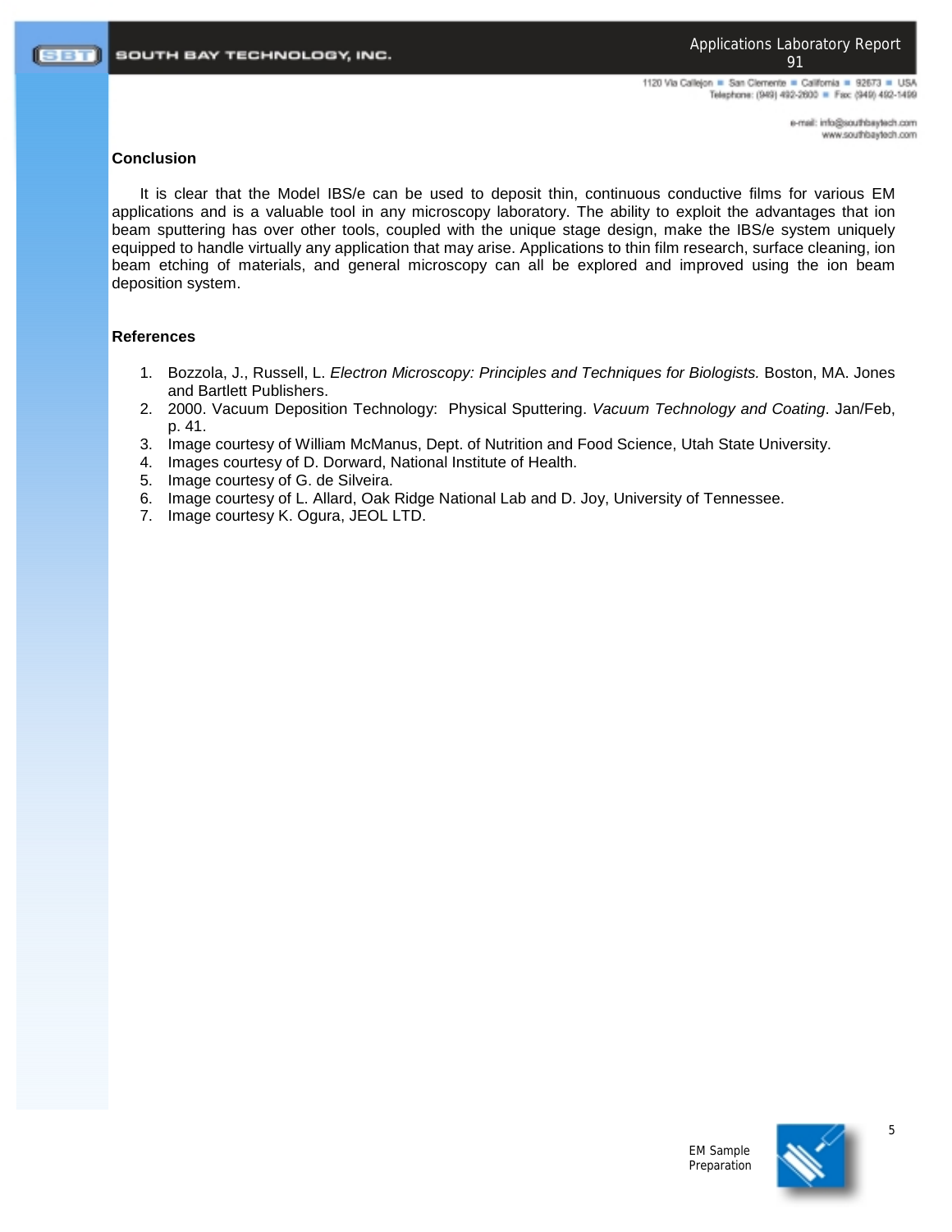## Conclusion

It is clear that the Model IBS/e can be used to deposit thin, continuous conductive films for various EM applications and is a valuable tool in any microscopy laboratory. The ability to exploit the advantages that ion beam sputtering has over other tools, coupled with the unique stage design, make the IBS/e system uniquely equipped to handle virtually any application that may arise. Applications to thin film research, surface cleaning, ion beam etching of materials, and general microscopy can all be explored and improved using the ion beam deposition system.

## References

1. Bozzola, J., Russell, L. *Electron Microscopy: Principles and Techniques for Biologists.* Boston, MA. Jones and Bartlett Publishers.
2. 2000. Vacuum Deposition Technology: Physical Sputtering. *Vacuum Technology and Coating*. Jan/Feb, p. 41.
3. Image courtesy of William McManus, Dept. of Nutrition and Food Science, Utah State University.
4. Images courtesy of D. Dorward, National Institute of Health.
5. Image courtesy of G. de Silveira.
6. Image courtesy of L. Allard, Oak Ridge National Lab and D. Joy, University of Tennessee.
7. Image courtesy K. Ogura, JEOL LTD.